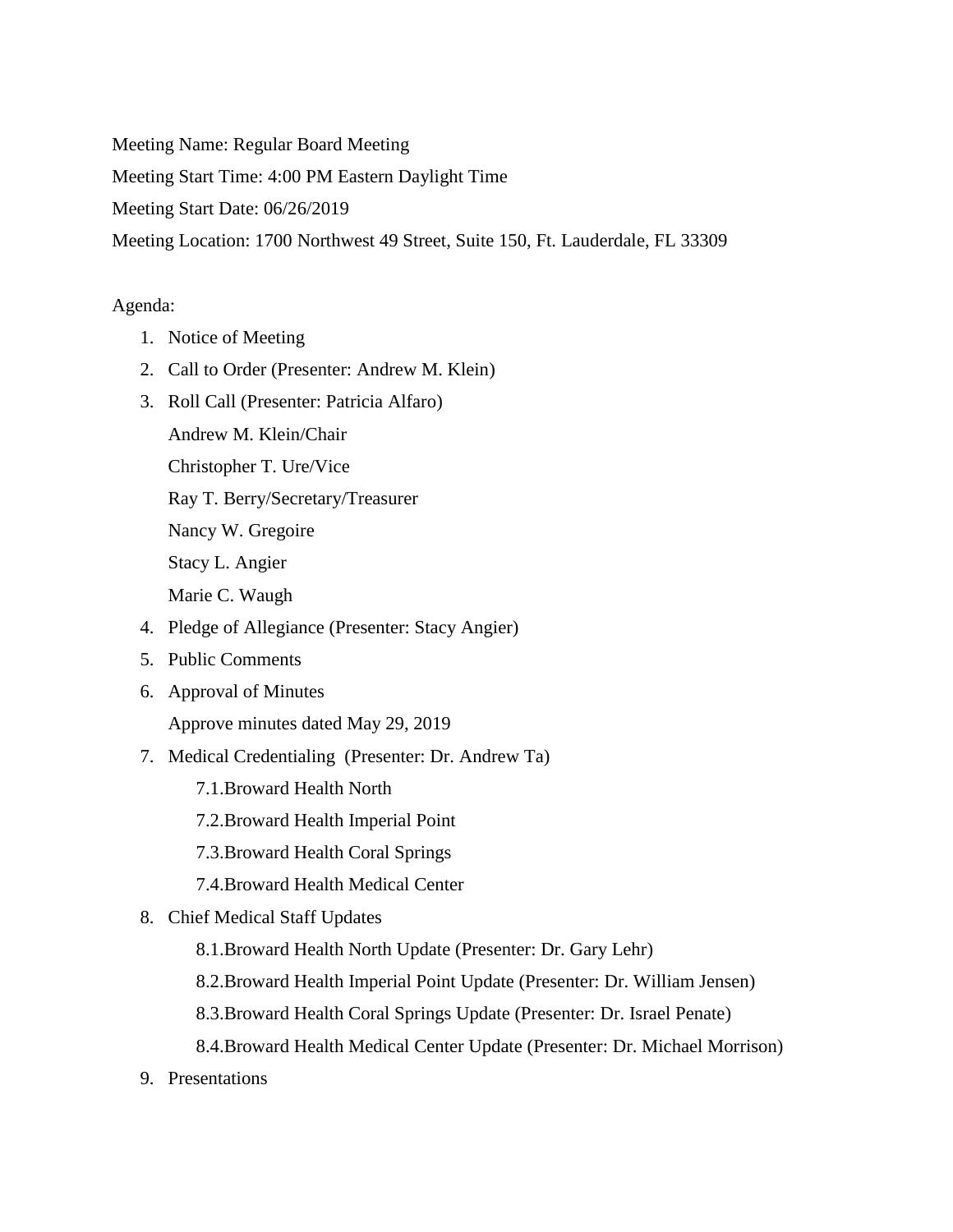Meeting Name: Regular Board Meeting

Meeting Start Time: 4:00 PM Eastern Daylight Time

Meeting Start Date: 06/26/2019

Meeting Location: 1700 Northwest 49 Street, Suite 150, Ft. Lauderdale, FL 33309

Agenda:

1. Notice of Meeting
2. Call to Order (Presenter: Andrew M. Klein)
3. Roll Call (Presenter: Patricia Alfaro)

   Andrew M. Klein/Chair

   Christopher T. Ure/Vice

   Ray T. Berry/Secretary/Treasurer

   Nancy W. Gregoire

   Stacy L. Angier

   Marie C. Waugh
4. Pledge of Allegiance (Presenter: Stacy Angier)
5. Public Comments
6. Approval of Minutes

   Approve minutes dated May 29, 2019
7. Medical Credentialing (Presenter: Dr. Andrew Ta)
   - 7.1.Broward Health North
   - 7.2.Broward Health Imperial Point
   - 7.3.Broward Health Coral Springs
   - 7.4.Broward Health Medical Center
8. Chief Medical Staff Updates
   - 8.1.Broward Health North Update (Presenter: Dr. Gary Lehr)
   - 8.2.Broward Health Imperial Point Update (Presenter: Dr. William Jensen)
   - 8.3.Broward Health Coral Springs Update (Presenter: Dr. Israel Penate)
   - 8.4.Broward Health Medical Center Update (Presenter: Dr. Michael Morrison)
9. Presentations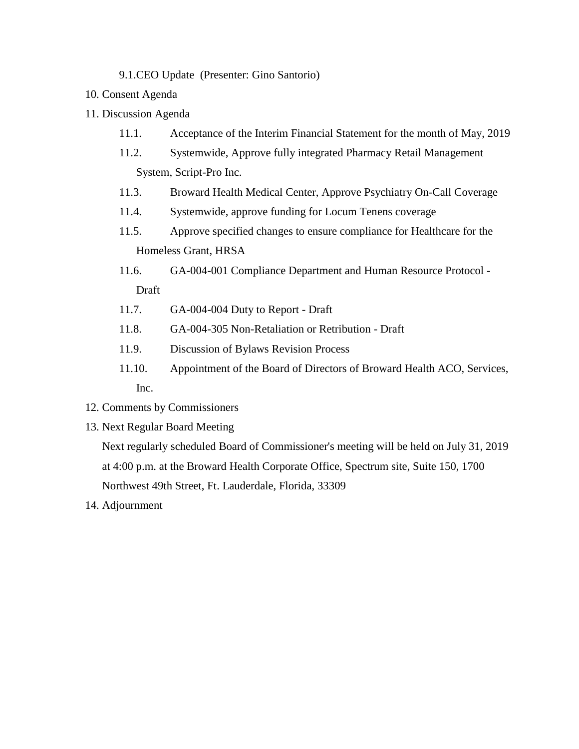- 9.1. CEO Update (Presenter: Gino Santorio)

10. Consent Agenda
11. Discussion Agenda
    - 11.1. Acceptance of the Interim Financial Statement for the month of May, 2019
    - 11.2. Systemwide, Approve fully integrated Pharmacy Retail Management System, Script-Pro Inc.
    - 11.3. Broward Health Medical Center, Approve Psychiatry On-Call Coverage
    - 11.4. Systemwide, approve funding for Locum Tenens coverage
    - 11.5. Approve specified changes to ensure compliance for Healthcare for the Homeless Grant, HRSA
    - 11.6. GA-004-001 Compliance Department and Human Resource Protocol - Draft
    - 11.7. GA-004-004 Duty to Report - Draft
    - 11.8. GA-004-305 Non-Retaliation or Retribution - Draft
    - 11.9. Discussion of Bylaws Revision Process
    - 11.10. Appointment of the Board of Directors of Broward Health ACO, Services, Inc.
12. Comments by Commissioners
13. Next Regular Board Meeting

    Next regularly scheduled Board of Commissioner's meeting will be held on July 31, 2019 at 4:00 p.m. at the Broward Health Corporate Office, Spectrum site, Suite 150, 1700 Northwest 49th Street, Ft. Lauderdale, Florida, 33309
14. Adjournment